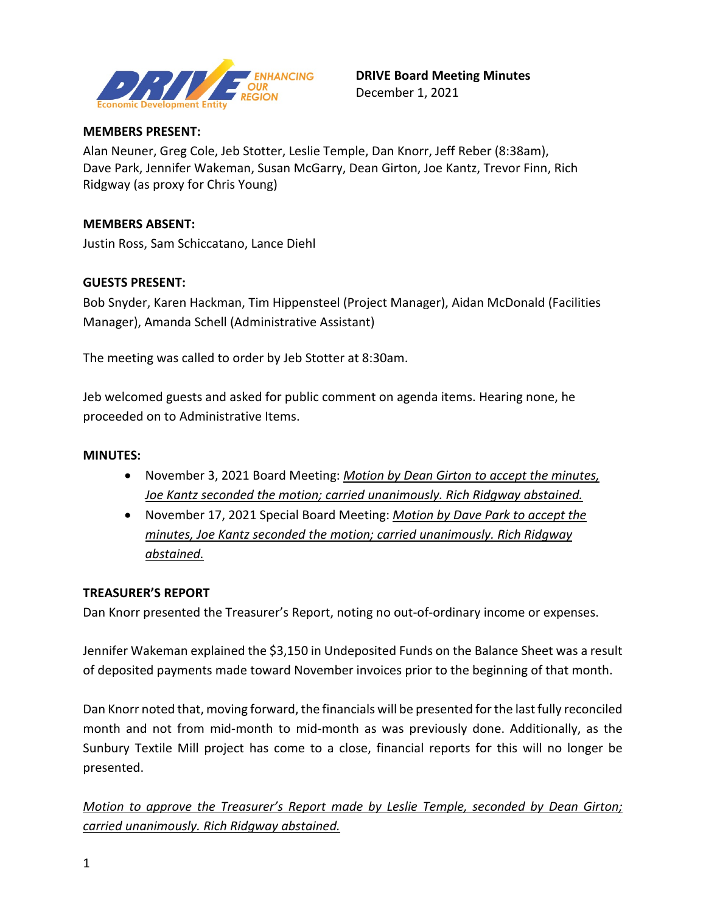**DRIVE Board Meeting Minutes**
December 1, 2021

**MEMBERS PRESENT:**
Alan Neuner, Greg Cole, Jeb Stotter, Leslie Temple, Dan Knorr, Jeff Reber (8:38am), Dave Park, Jennifer Wakeman, Susan McGarry, Dean Girton, Joe Kantz, Trevor Finn, Rich Ridgway (as proxy for Chris Young)

**MEMBERS ABSENT:**
Justin Ross, Sam Schiccatano, Lance Diehl

**GUESTS PRESENT:**
Bob Snyder, Karen Hackman, Tim Hippensteel (Project Manager), Aidan McDonald (Facilities Manager), Amanda Schell (Administrative Assistant)

The meeting was called to order by Jeb Stotter at 8:30am.

Jeb welcomed guests and asked for public comment on agenda items. Hearing none, he proceeded on to Administrative Items.

**MINUTES:**

- November 3, 2021 Board Meeting: *Motion by Dean Girton to accept the minutes, Joe Kantz seconded the motion; carried unanimously. Rich Ridgway abstained.*
- November 17, 2021 Special Board Meeting: *Motion by Dave Park to accept the minutes, Joe Kantz seconded the motion; carried unanimously. Rich Ridgway abstained.*

**TREASURER'S REPORT**
Dan Knorr presented the Treasurer's Report, noting no out-of-ordinary income or expenses.

Jennifer Wakeman explained the $3,150 in Undeposited Funds on the Balance Sheet was a result of deposited payments made toward November invoices prior to the beginning of that month.

Dan Knorr noted that, moving forward, the financials will be presented for the last fully reconciled month and not from mid-month to mid-month as was previously done. Additionally, as the Sunbury Textile Mill project has come to a close, financial reports for this will no longer be presented.

*Motion to approve the Treasurer's Report made by Leslie Temple, seconded by Dean Girton; carried unanimously. Rich Ridgway abstained.*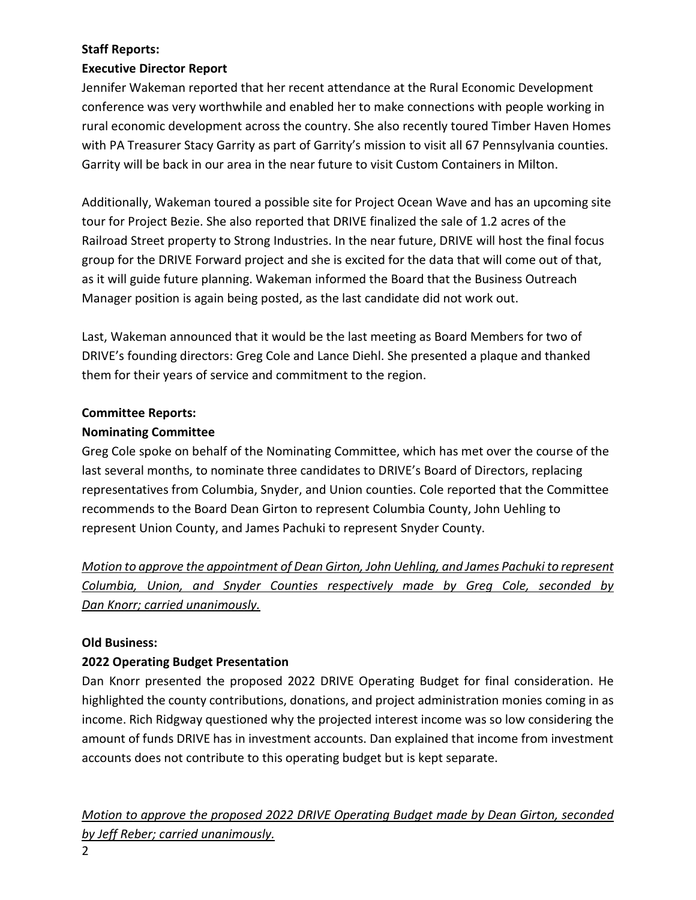**Staff Reports:**

**Executive Director Report**

Jennifer Wakeman reported that her recent attendance at the Rural Economic Development conference was very worthwhile and enabled her to make connections with people working in rural economic development across the country. She also recently toured Timber Haven Homes with PA Treasurer Stacy Garrity as part of Garrity's mission to visit all 67 Pennsylvania counties. Garrity will be back in our area in the near future to visit Custom Containers in Milton.

Additionally, Wakeman toured a possible site for Project Ocean Wave and has an upcoming site tour for Project Bezie. She also reported that DRIVE finalized the sale of 1.2 acres of the Railroad Street property to Strong Industries. In the near future, DRIVE will host the final focus group for the DRIVE Forward project and she is excited for the data that will come out of that, as it will guide future planning. Wakeman informed the Board that the Business Outreach Manager position is again being posted, as the last candidate did not work out.

Last, Wakeman announced that it would be the last meeting as Board Members for two of DRIVE's founding directors: Greg Cole and Lance Diehl. She presented a plaque and thanked them for their years of service and commitment to the region.

**Committee Reports:**

**Nominating Committee**

Greg Cole spoke on behalf of the Nominating Committee, which has met over the course of the last several months, to nominate three candidates to DRIVE's Board of Directors, replacing representatives from Columbia, Snyder, and Union counties. Cole reported that the Committee recommends to the Board Dean Girton to represent Columbia County, John Uehling to represent Union County, and James Pachuki to represent Snyder County.

*Motion to approve the appointment of Dean Girton, John Uehling, and James Pachuki to represent Columbia, Union, and Snyder Counties respectively made by Greg Cole, seconded by Dan Knorr; carried unanimously.*

**Old Business:**

**2022 Operating Budget Presentation**

Dan Knorr presented the proposed 2022 DRIVE Operating Budget for final consideration. He highlighted the county contributions, donations, and project administration monies coming in as income. Rich Ridgway questioned why the projected interest income was so low considering the amount of funds DRIVE has in investment accounts. Dan explained that income from investment accounts does not contribute to this operating budget but is kept separate.

*Motion to approve the proposed 2022 DRIVE Operating Budget made by Dean Girton, seconded by Jeff Reber; carried unanimously.*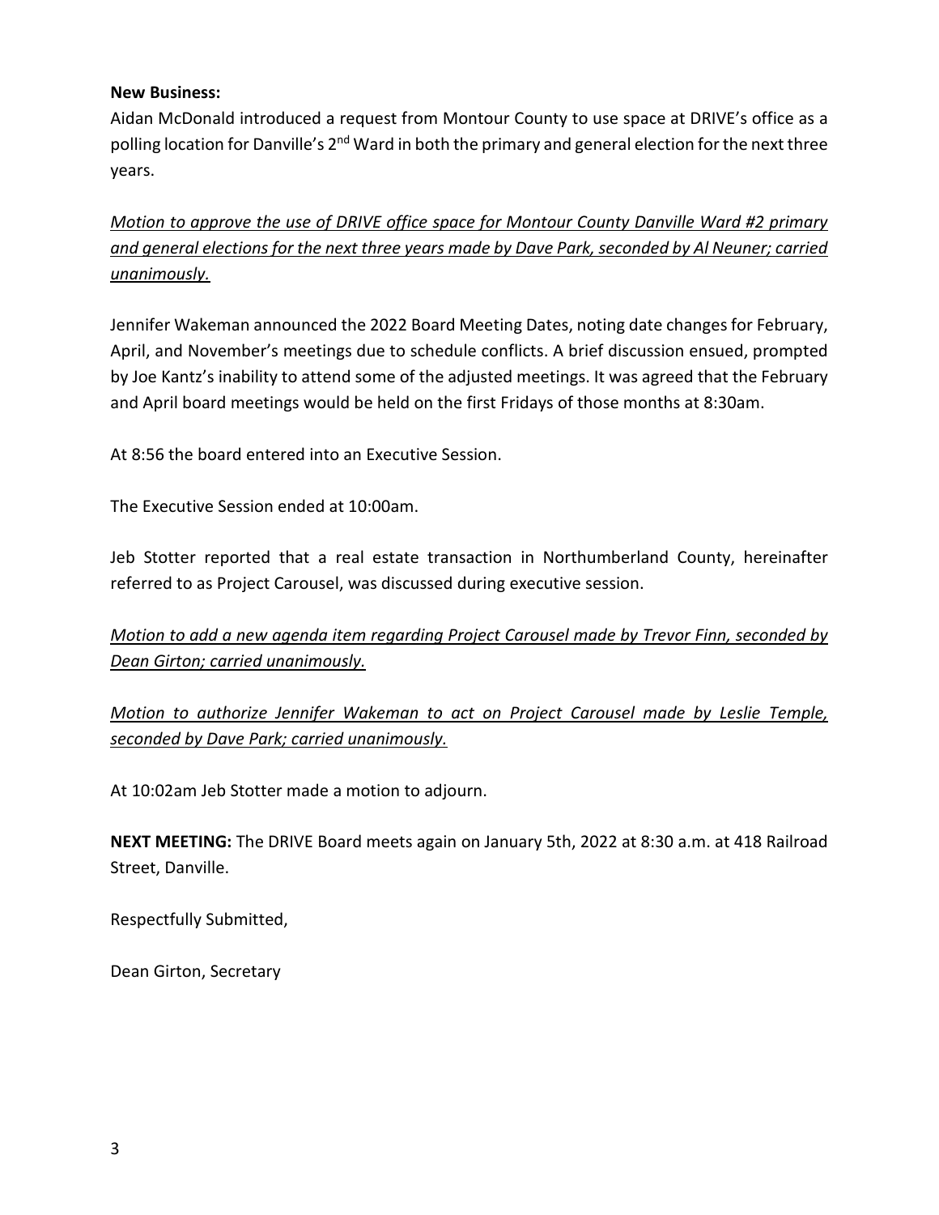**New Business:**

Aidan McDonald introduced a request from Montour County to use space at DRIVE's office as a polling location for Danville's 2nd Ward in both the primary and general election for the next three years.

*Motion to approve the use of DRIVE office space for Montour County Danville Ward #2 primary and general elections for the next three years made by Dave Park, seconded by Al Neuner; carried unanimously.*

Jennifer Wakeman announced the 2022 Board Meeting Dates, noting date changes for February, April, and November's meetings due to schedule conflicts. A brief discussion ensued, prompted by Joe Kantz's inability to attend some of the adjusted meetings. It was agreed that the February and April board meetings would be held on the first Fridays of those months at 8:30am.

At 8:56 the board entered into an Executive Session.

The Executive Session ended at 10:00am.

Jeb Stotter reported that a real estate transaction in Northumberland County, hereinafter referred to as Project Carousel, was discussed during executive session.

*Motion to add a new agenda item regarding Project Carousel made by Trevor Finn, seconded by Dean Girton; carried unanimously.*

*Motion to authorize Jennifer Wakeman to act on Project Carousel made by Leslie Temple, seconded by Dave Park; carried unanimously.*

At 10:02am Jeb Stotter made a motion to adjourn.

**NEXT MEETING:** The DRIVE Board meets again on January 5th, 2022 at 8:30 a.m. at 418 Railroad Street, Danville.

Respectfully Submitted,

Dean Girton, Secretary